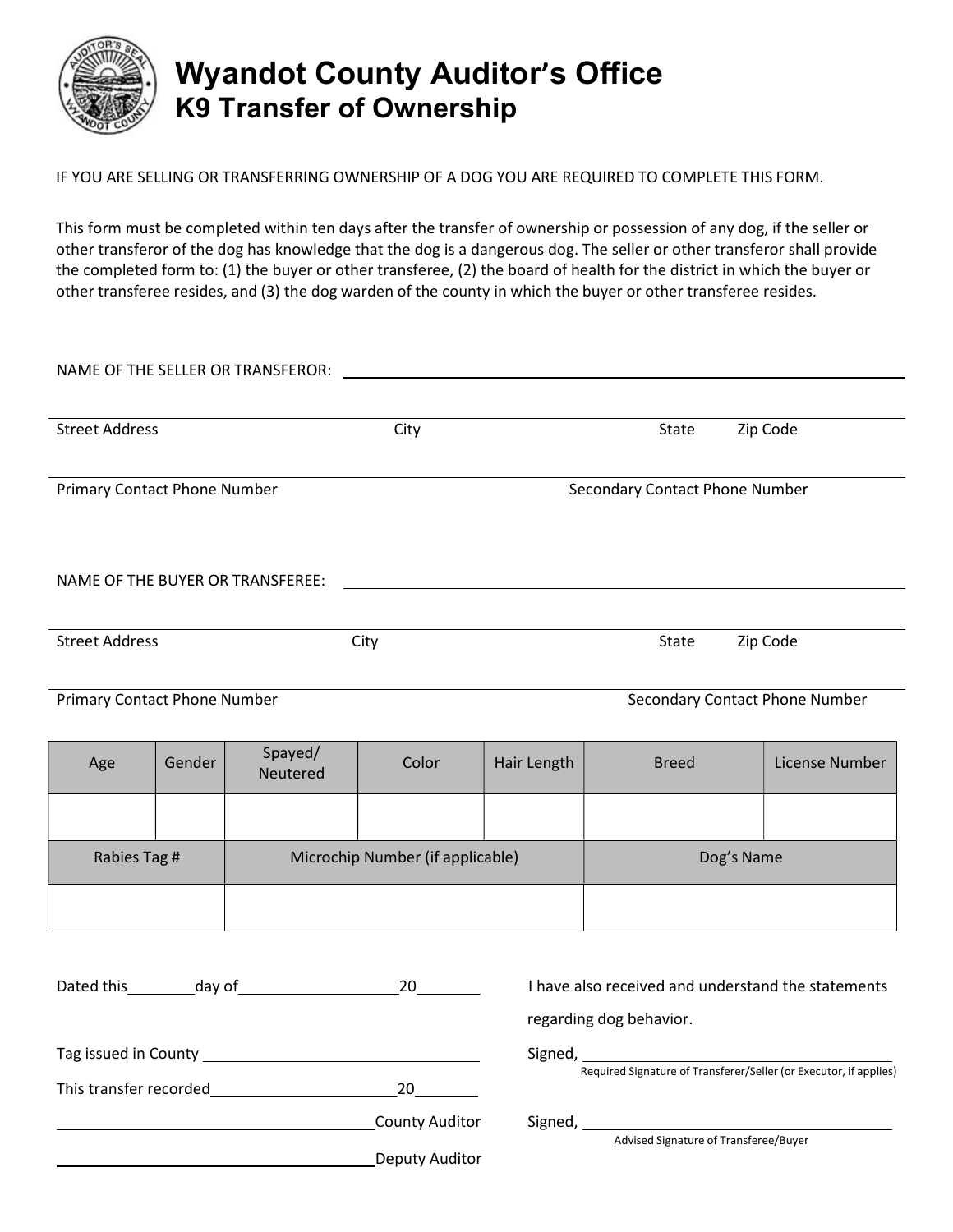# Wyandot County Auditor's Office
## K9 Transfer of Ownership

IF YOU ARE SELLING OR TRANSFERRING OWNERSHIP OF A DOG YOU ARE REQUIRED TO COMPLETE THIS FORM.

This form must be completed within ten days after the transfer of ownership or possession of any dog, if the seller or other transferor of the dog has knowledge that the dog is a dangerous dog. The seller or other transferor shall provide the completed form to: (1) the buyer or other transferee, (2) the board of health for the district in which the buyer or other transferee resides, and (3) the dog warden of the county in which the buyer or other transferee resides.

NAME OF THE SELLER OR TRANSFEROR: ______________________________

______________________________
Street Address　　City　　State　　Zip Code

______________________________
Primary Contact Phone Number　　Secondary Contact Phone Number

NAME OF THE BUYER OR TRANSFEREE: ______________________________

______________________________
Street Address　　City　　State　　Zip Code

______________________________
Primary Contact Phone Number　　Secondary Contact Phone Number

| Age | Gender | Spayed/ Neutered | Color | Hair Length | Breed | License Number |
|---|---|---|---|---|---|---|
| | | | | | | |

| Rabies Tag # | Microchip Number (if applicable) | Dog's Name |
|---|---|---|
| | | |

Dated this________day of__________________20_______

Tag issued in County ______________________________

This transfer recorded______________________20_______

______________________________County Auditor

______________________________Deputy Auditor

I have also received and understand the statements regarding dog behavior.

Signed, ______________________________
Required Signature of Transferer/Seller (or Executor, if applies)

Signed, ______________________________
Advised Signature of Transferee/Buyer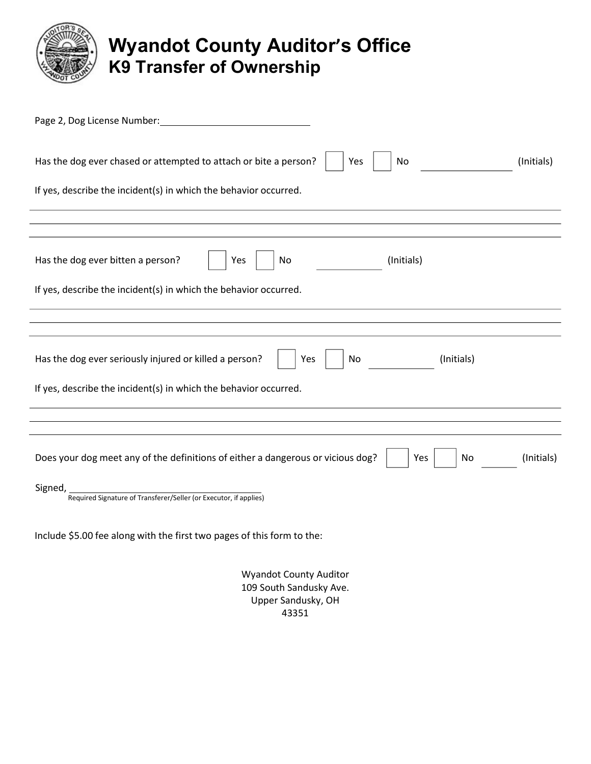# Wyandot County Auditor's Office
## K9 Transfer of Ownership

Page 2, Dog License Number: ____________________________

Has the dog ever chased or attempted to attach or bite a person? ☐ Yes ☐ No ________________ (Initials)

If yes, describe the incident(s) in which the behavior occurred.

______________________________________________________________________________

______________________________________________________________________________

______________________________________________________________________________

Has the dog ever bitten a person? ☐ Yes ☐ No ____________ (Initials)

If yes, describe the incident(s) in which the behavior occurred.

______________________________________________________________________________

______________________________________________________________________________

______________________________________________________________________________

Has the dog ever seriously injured or killed a person? ☐ Yes ☐ No ____________ (Initials)

If yes, describe the incident(s) in which the behavior occurred.

______________________________________________________________________________

______________________________________________________________________________

______________________________________________________________________________

Does your dog meet any of the definitions of either a dangerous or vicious dog? ☐ Yes ☐ No _______ (Initials)

Signed, ____________________________________
Required Signature of Transferer/Seller (or Executor, if applies)

Include $5.00 fee along with the first two pages of this form to the:

Wyandot County Auditor
109 South Sandusky Ave.
Upper Sandusky, OH
43351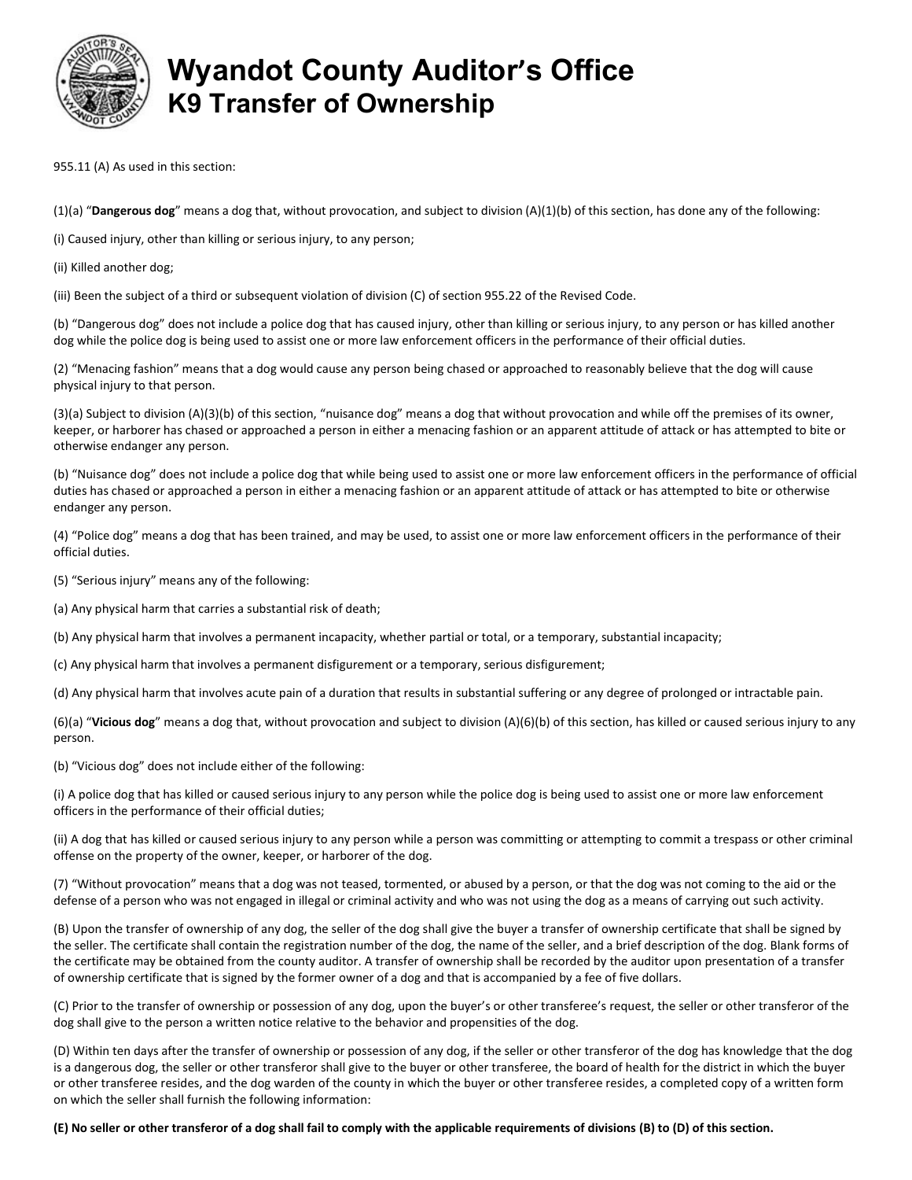# Wyandot County Auditor's Office
## K9 Transfer of Ownership

955.11 (A) As used in this section:

(1)(a) "**Dangerous dog**" means a dog that, without provocation, and subject to division (A)(1)(b) of this section, has done any of the following:

(i) Caused injury, other than killing or serious injury, to any person;

(ii) Killed another dog;

(iii) Been the subject of a third or subsequent violation of division (C) of section 955.22 of the Revised Code.

(b) "Dangerous dog" does not include a police dog that has caused injury, other than killing or serious injury, to any person or has killed another dog while the police dog is being used to assist one or more law enforcement officers in the performance of their official duties.

(2) "Menacing fashion" means that a dog would cause any person being chased or approached to reasonably believe that the dog will cause physical injury to that person.

(3)(a) Subject to division (A)(3)(b) of this section, "nuisance dog" means a dog that without provocation and while off the premises of its owner, keeper, or harborer has chased or approached a person in either a menacing fashion or an apparent attitude of attack or has attempted to bite or otherwise endanger any person.

(b) "Nuisance dog" does not include a police dog that while being used to assist one or more law enforcement officers in the performance of official duties has chased or approached a person in either a menacing fashion or an apparent attitude of attack or has attempted to bite or otherwise endanger any person.

(4) "Police dog" means a dog that has been trained, and may be used, to assist one or more law enforcement officers in the performance of their official duties.

(5) "Serious injury" means any of the following:

(a) Any physical harm that carries a substantial risk of death;

(b) Any physical harm that involves a permanent incapacity, whether partial or total, or a temporary, substantial incapacity;

(c) Any physical harm that involves a permanent disfigurement or a temporary, serious disfigurement;

(d) Any physical harm that involves acute pain of a duration that results in substantial suffering or any degree of prolonged or intractable pain.

(6)(a) "**Vicious dog**" means a dog that, without provocation and subject to division (A)(6)(b) of this section, has killed or caused serious injury to any person.

(b) "Vicious dog" does not include either of the following:

(i) A police dog that has killed or caused serious injury to any person while the police dog is being used to assist one or more law enforcement officers in the performance of their official duties;

(ii) A dog that has killed or caused serious injury to any person while a person was committing or attempting to commit a trespass or other criminal offense on the property of the owner, keeper, or harborer of the dog.

(7) "Without provocation" means that a dog was not teased, tormented, or abused by a person, or that the dog was not coming to the aid or the defense of a person who was not engaged in illegal or criminal activity and who was not using the dog as a means of carrying out such activity.

(B) Upon the transfer of ownership of any dog, the seller of the dog shall give the buyer a transfer of ownership certificate that shall be signed by the seller. The certificate shall contain the registration number of the dog, the name of the seller, and a brief description of the dog. Blank forms of the certificate may be obtained from the county auditor. A transfer of ownership shall be recorded by the auditor upon presentation of a transfer of ownership certificate that is signed by the former owner of a dog and that is accompanied by a fee of five dollars.

(C) Prior to the transfer of ownership or possession of any dog, upon the buyer's or other transferee's request, the seller or other transferor of the dog shall give to the person a written notice relative to the behavior and propensities of the dog.

(D) Within ten days after the transfer of ownership or possession of any dog, if the seller or other transferor of the dog has knowledge that the dog is a dangerous dog, the seller or other transferor shall give to the buyer or other transferee, the board of health for the district in which the buyer or other transferee resides, and the dog warden of the county in which the buyer or other transferee resides, a completed copy of a written form on which the seller shall furnish the following information:

**(E) No seller or other transferor of a dog shall fail to comply with the applicable requirements of divisions (B) to (D) of this section.**